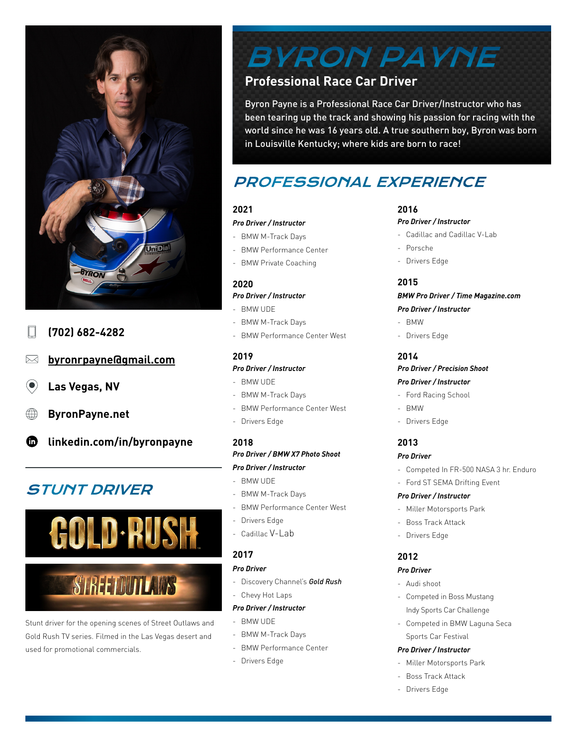# BYRON PAYNE

## Professional Race Car Driver

Byron Payne is a Professional Race Car Driver/Instructor who has been tearing up the track and showing his passion for racing with the world since he was 16 years old. A true southern boy, Byron was born in Louisville Kentucky; where kids are born to race!

**(702) 682-4282**

**byronrpayne@gmail.com**

**Las Vegas, NV**

**ByronPayne.net**

**linkedin.com/in/byronpayne**

## STUNT DRIVER

GOLD·RUSH

STREET OUTLAWS

Stunt driver for the opening scenes of Street Outlaws and Gold Rush TV series. Filmed in the Las Vegas desert and used for promotional commercials.

## PROFESSIONAL EXPERIENCE

### 2021

***Pro Driver / Instructor***

- BMW M-Track Days
- BMW Performance Center
- BMW Private Coaching

### 2020

***Pro Driver / Instructor***

- BMW UDE
- BMW M-Track Days
- BMW Performance Center West

### 2019

***Pro Driver / Instructor***

- BMW UDE
- BMW M-Track Days
- BMW Performance Center West
- Drivers Edge

### 2018

***Pro Driver / BMW X7 Photo Shoot***

***Pro Driver / Instructor***

- BMW UDE
- BMW M-Track Days
- BMW Performance Center West
- Drivers Edge
- Cadillac V-Lab

### 2017

***Pro Driver***

- Discovery Channel's ***Gold Rush***
- Chevy Hot Laps

***Pro Driver / Instructor***

- BMW UDE
- BMW M-Track Days
- BMW Performance Center
- Drivers Edge

### 2016

***Pro Driver / Instructor***

- Cadillac and Cadillac V-Lab
- Porsche
- Drivers Edge

### 2015

***BMW Pro Driver / Time Magazine.com***

***Pro Driver / Instructor***

- BMW
- Drivers Edge

### 2014

***Pro Driver / Precision Shoot***

***Pro Driver / Instructor***

- Ford Racing School
- BMW
- Drivers Edge

### 2013

***Pro Driver***

- Competed In FR-500 NASA 3 hr. Enduro
- Ford ST SEMA Drifting Event

***Pro Driver / Instructor***

- Miller Motorsports Park
- Boss Track Attack
- Drivers Edge

### 2012

***Pro Driver***

- Audi shoot
- Competed in Boss Mustang Indy Sports Car Challenge
- Competed in BMW Laguna Seca Sports Car Festival

***Pro Driver / Instructor***

- Miller Motorsports Park
- Boss Track Attack
- Drivers Edge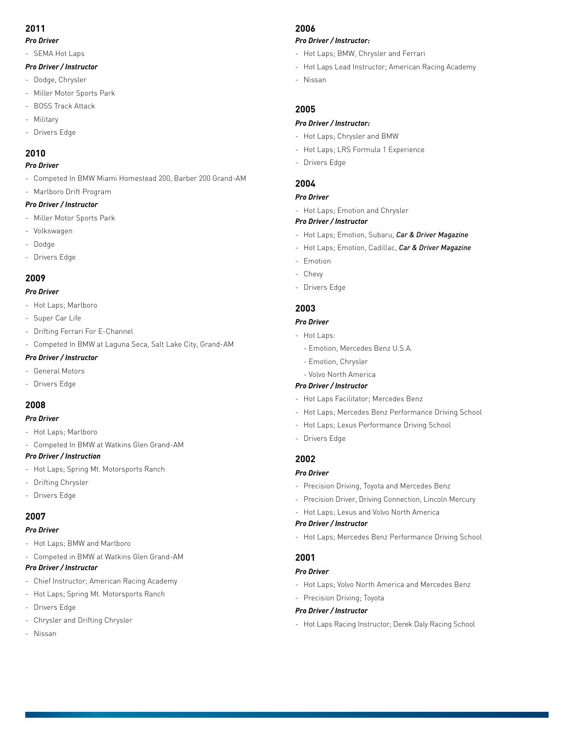## 2011

***Pro Driver***

- SEMA Hot Laps

***Pro Driver / Instructor***

- Dodge, Chrysler
- Miller Motor Sports Park
- BOSS Track Attack
- Military
- Drivers Edge

## 2010

***Pro Driver***

- Competed In BMW Miami Homestead 200, Barber 200 Grand-AM
- Marlboro Drift Program

***Pro Driver / Instructor***

- Miller Motor Sports Park
- Volkswagen
- Dodge
- Drivers Edge

## 2009

***Pro Driver***

- Hot Laps; Marlboro
- Super Car Life
- Drifting Ferrari For E-Channel
- Competed In BMW at Laguna Seca, Salt Lake City, Grand-AM

***Pro Driver / Instructor***

- General Motors
- Drivers Edge

## 2008

***Pro Driver***

- Hot Laps; Marlboro
- Competed In BMW at Watkins Glen Grand-AM

***Pro Driver / Instruction***

- Hot Laps; Spring Mt. Motorsports Ranch
- Drifting Chrysler
- Drivers Edge

## 2007

***Pro Driver***

- Hot Laps; BMW and Marlboro
- Competed in BMW at Watkins Glen Grand-AM

***Pro Driver / Instructor***

- Chief Instructor; American Racing Academy
- Hot Laps; Spring Mt. Motorsports Ranch
- Drivers Edge
- Chrysler and Drifting Chrysler
- Nissan

## 2006

***Pro Driver / Instructor:***

- Hot Laps; BMW, Chrysler and Ferrari
- Hot Laps Lead Instructor; American Racing Academy
- Nissan

## 2005

***Pro Driver / Instructor:***

- Hot Laps; Chrysler and BMW
- Hot Laps; LRS Formula 1 Experience
- Drivers Edge

## 2004

***Pro Driver***

- Hot Laps; Emotion and Chrysler

***Pro Driver / Instructor***

- Hot Laps; Emotion, Subaru, ***Car & Driver Magazine***
- Hot Laps; Emotion, Cadillac, ***Car & Driver Magazine***
- Emotion
- Chevy
- Drivers Edge

## 2003

***Pro Driver***

- Hot Laps:
  - Emotion, Mercedes Benz U.S.A.
  - Emotion, Chrysler
  - Volvo North America

***Pro Driver / Instructor***

- Hot Laps Facilitator; Mercedes Benz
- Hot Laps; Mercedes Benz Performance Driving School
- Hot Laps; Lexus Performance Driving School
- Drivers Edge

## 2002

***Pro Driver***

- Precision Driving, Toyota and Mercedes Benz
- Precision Driver, Driving Connection, Lincoln Mercury
- Hot Laps; Lexus and Volvo North America

***Pro Driver / Instructor***

- Hot Laps; Mercedes Benz Performance Driving School

## 2001

***Pro Driver***

- Hot Laps; Volvo North America and Mercedes Benz
- Precision Driving; Toyota

***Pro Driver / Instructor***

- Hot Laps Racing Instructor; Derek Daly Racing School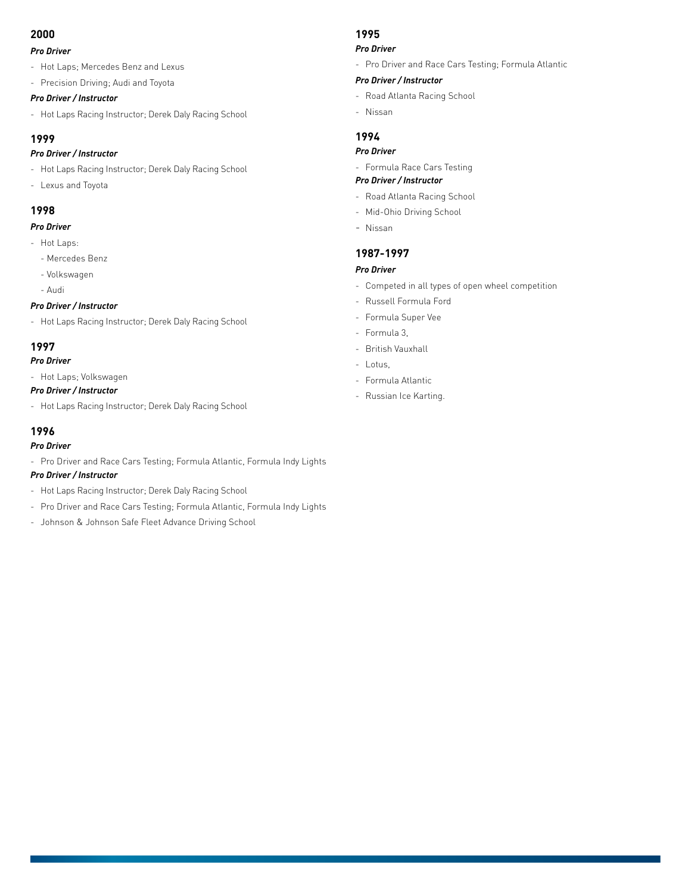## 2000

***Pro Driver***

- Hot Laps; Mercedes Benz and Lexus
- Precision Driving; Audi and Toyota

***Pro Driver / Instructor***

- Hot Laps Racing Instructor; Derek Daly Racing School

## 1999

***Pro Driver / Instructor***

- Hot Laps Racing Instructor; Derek Daly Racing School
- Lexus and Toyota

## 1998

***Pro Driver***

- Hot Laps:
  - Mercedes Benz
  - Volkswagen
  - Audi

***Pro Driver / Instructor***

- Hot Laps Racing Instructor; Derek Daly Racing School

## 1997

***Pro Driver***

- Hot Laps; Volkswagen

***Pro Driver / Instructor***

- Hot Laps Racing Instructor; Derek Daly Racing School

## 1996

***Pro Driver***

- Pro Driver and Race Cars Testing; Formula Atlantic, Formula Indy Lights

***Pro Driver / Instructor***

- Hot Laps Racing Instructor; Derek Daly Racing School
- Pro Driver and Race Cars Testing; Formula Atlantic, Formula Indy Lights
- Johnson & Johnson Safe Fleet Advance Driving School

## 1995

***Pro Driver***

- Pro Driver and Race Cars Testing; Formula Atlantic

***Pro Driver / Instructor***

- Road Atlanta Racing School
- Nissan

## 1994

***Pro Driver***

- Formula Race Cars Testing

***Pro Driver / Instructor***

- Road Atlanta Racing School
- Mid-Ohio Driving School
- Nissan

## 1987-1997

***Pro Driver***

- Competed in all types of open wheel competition
- Russell Formula Ford
- Formula Super Vee
- Formula 3,
- British Vauxhall
- Lotus,
- Formula Atlantic
- Russian Ice Karting.